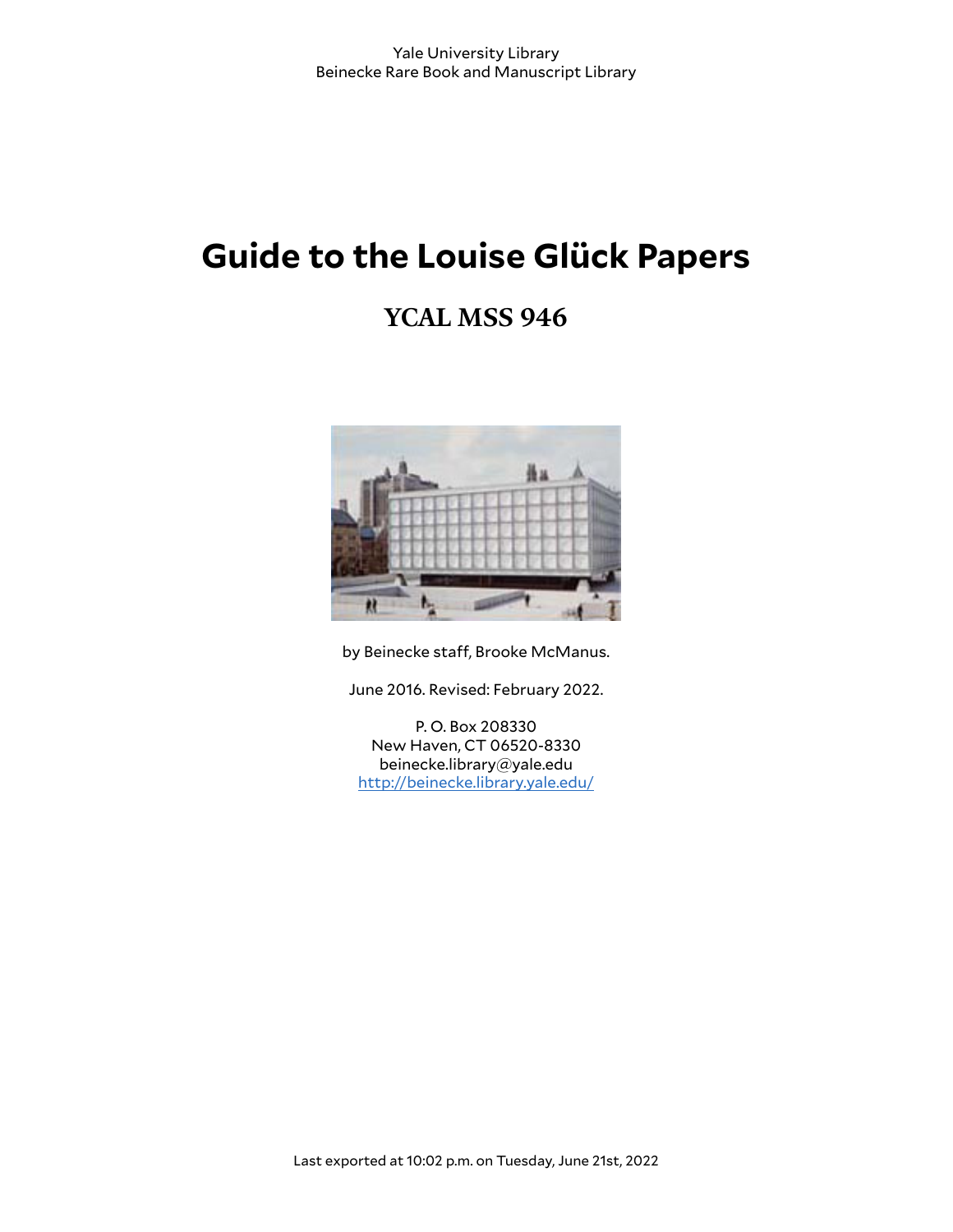Yale University Library
Beinecke Rare Book and Manuscript Library

# Guide to the Louise Glück Papers

## YCAL MSS 946

by Beinecke staff, Brooke McManus.

June 2016. Revised: February 2022.

P. O. Box 208330
New Haven, CT 06520-8330
beinecke.library@yale.edu
[http://beinecke.library.yale.edu/](http://beinecke.library.yale.edu/)

Last exported at 10:02 p.m. on Tuesday, June 21st, 2022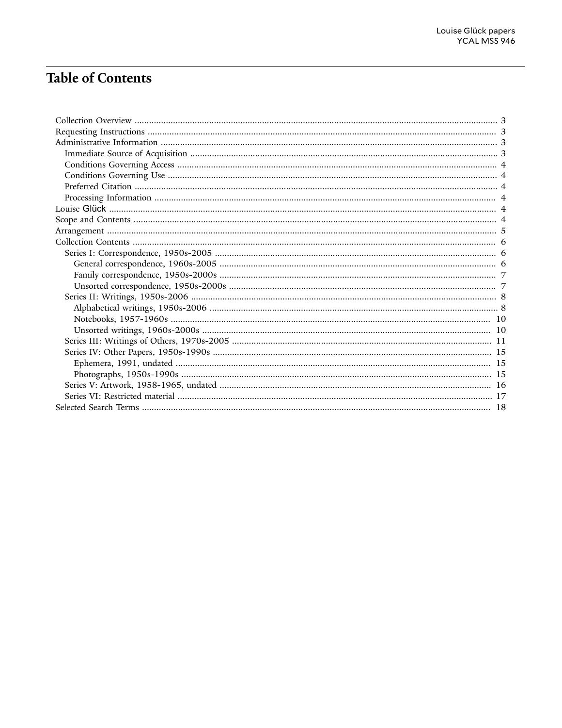# Table of Contents

- Collection Overview ..... 3
- Requesting Instructions ..... 3
- Administrative Information ..... 3
  - Immediate Source of Acquisition ..... 3
  - Conditions Governing Access ..... 4
  - Conditions Governing Use ..... 4
  - Preferred Citation ..... 4
  - Processing Information ..... 4
- Louise Glück ..... 4
- Scope and Contents ..... 4
- Arrangement ..... 5
- Collection Contents ..... 6
  - Series I: Correspondence, 1950s-2005 ..... 6
    - General correspondence, 1960s-2005 ..... 6
    - Family correspondence, 1950s-2000s ..... 7
    - Unsorted correspondence, 1950s-2000s ..... 7
  - Series II: Writings, 1950s-2006 ..... 8
    - Alphabetical writings, 1950s-2006 ..... 8
    - Notebooks, 1957-1960s ..... 10
    - Unsorted writings, 1960s-2000s ..... 10
  - Series III: Writings of Others, 1970s-2005 ..... 11
  - Series IV: Other Papers, 1950s-1990s ..... 15
    - Ephemera, 1991, undated ..... 15
    - Photographs, 1950s-1990s ..... 15
  - Series V: Artwork, 1958-1965, undated ..... 16
  - Series VI: Restricted material ..... 17
- Selected Search Terms ..... 18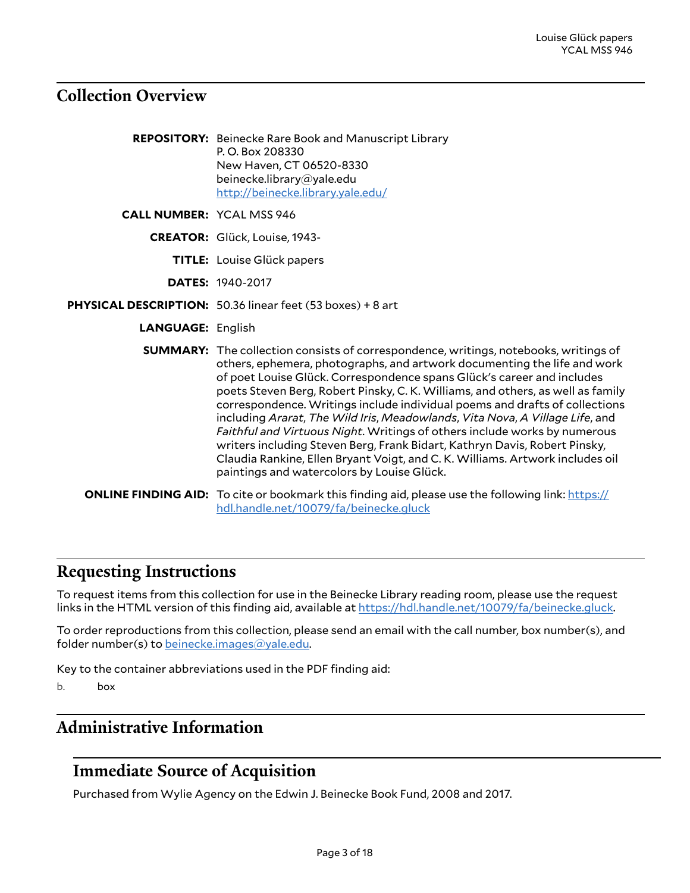## Collection Overview

**REPOSITORY:** Beinecke Rare Book and Manuscript Library
P. O. Box 208330
New Haven, CT 06520-8330
beinecke.library@yale.edu
http://beinecke.library.yale.edu/

**CALL NUMBER:** YCAL MSS 946

**CREATOR:** Glück, Louise, 1943-

**TITLE:** Louise Glück papers

**DATES:** 1940-2017

**PHYSICAL DESCRIPTION:** 50.36 linear feet (53 boxes) + 8 art

**LANGUAGE:** English

**SUMMARY:** The collection consists of correspondence, writings, notebooks, writings of others, ephemera, photographs, and artwork documenting the life and work of poet Louise Glück. Correspondence spans Glück's career and includes poets Steven Berg, Robert Pinsky, C. K. Williams, and others, as well as family correspondence. Writings include individual poems and drafts of collections including *Ararat*, *The Wild Iris*, *Meadowlands*, *Vita Nova*, *A Village Life*, and *Faithful and Virtuous Night*. Writings of others include works by numerous writers including Steven Berg, Frank Bidart, Kathryn Davis, Robert Pinsky, Claudia Rankine, Ellen Bryant Voigt, and C. K. Williams. Artwork includes oil paintings and watercolors by Louise Glück.

**ONLINE FINDING AID:** To cite or bookmark this finding aid, please use the following link: https://hdl.handle.net/10079/fa/beinecke.gluck

## Requesting Instructions

To request items from this collection for use in the Beinecke Library reading room, please use the request links in the HTML version of this finding aid, available at https://hdl.handle.net/10079/fa/beinecke.gluck.

To order reproductions from this collection, please send an email with the call number, box number(s), and folder number(s) to beinecke.images@yale.edu.

Key to the container abbreviations used in the PDF finding aid:

b. box

## Administrative Information

### Immediate Source of Acquisition

Purchased from Wylie Agency on the Edwin J. Beinecke Book Fund, 2008 and 2017.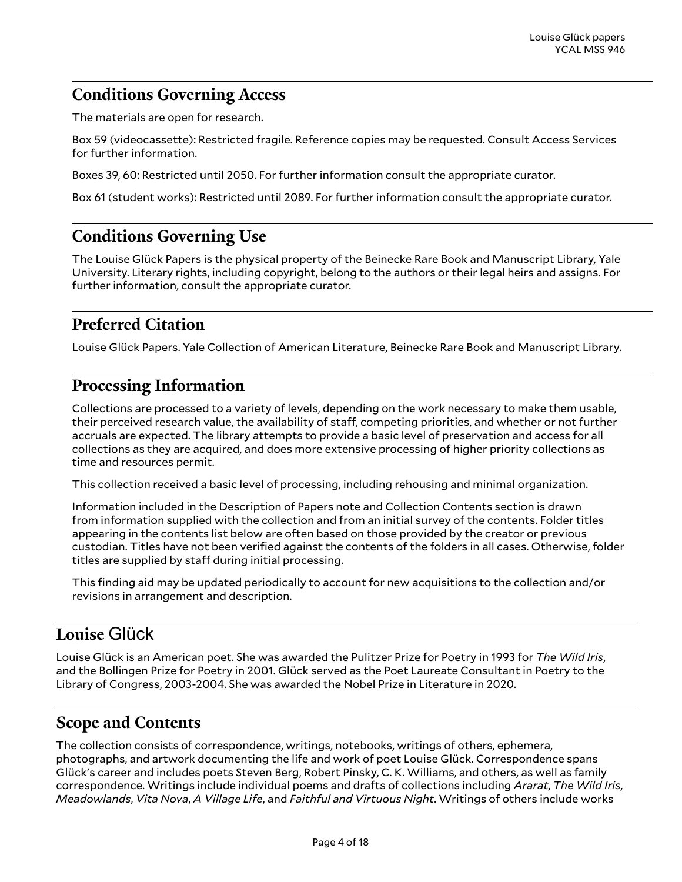## Conditions Governing Access

The materials are open for research.

Box 59 (videocassette): Restricted fragile. Reference copies may be requested. Consult Access Services for further information.

Boxes 39, 60: Restricted until 2050. For further information consult the appropriate curator.

Box 61 (student works): Restricted until 2089. For further information consult the appropriate curator.

## Conditions Governing Use

The Louise Glück Papers is the physical property of the Beinecke Rare Book and Manuscript Library, Yale University. Literary rights, including copyright, belong to the authors or their legal heirs and assigns. For further information, consult the appropriate curator.

## Preferred Citation

Louise Glück Papers. Yale Collection of American Literature, Beinecke Rare Book and Manuscript Library.

## Processing Information

Collections are processed to a variety of levels, depending on the work necessary to make them usable, their perceived research value, the availability of staff, competing priorities, and whether or not further accruals are expected. The library attempts to provide a basic level of preservation and access for all collections as they are acquired, and does more extensive processing of higher priority collections as time and resources permit.

This collection received a basic level of processing, including rehousing and minimal organization.

Information included in the Description of Papers note and Collection Contents section is drawn from information supplied with the collection and from an initial survey of the contents. Folder titles appearing in the contents list below are often based on those provided by the creator or previous custodian. Titles have not been verified against the contents of the folders in all cases. Otherwise, folder titles are supplied by staff during initial processing.

This finding aid may be updated periodically to account for new acquisitions to the collection and/or revisions in arrangement and description.

## Louise Glück

Louise Glück is an American poet. She was awarded the Pulitzer Prize for Poetry in 1993 for *The Wild Iris*, and the Bollingen Prize for Poetry in 2001. Glück served as the Poet Laureate Consultant in Poetry to the Library of Congress, 2003-2004. She was awarded the Nobel Prize in Literature in 2020.

## Scope and Contents

The collection consists of correspondence, writings, notebooks, writings of others, ephemera, photographs, and artwork documenting the life and work of poet Louise Glück. Correspondence spans Glück's career and includes poets Steven Berg, Robert Pinsky, C. K. Williams, and others, as well as family correspondence. Writings include individual poems and drafts of collections including *Ararat*, *The Wild Iris*, *Meadowlands*, *Vita Nova*, *A Village Life*, and *Faithful and Virtuous Night*. Writings of others include works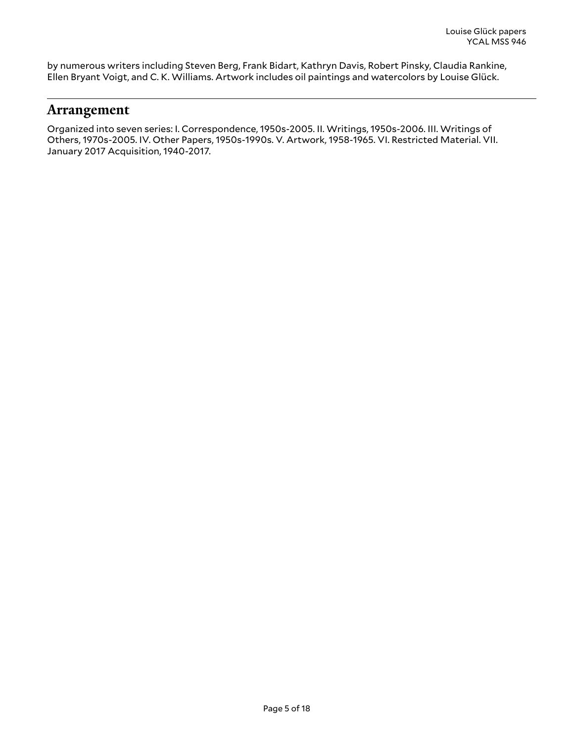by numerous writers including Steven Berg, Frank Bidart, Kathryn Davis, Robert Pinsky, Claudia Rankine, Ellen Bryant Voigt, and C. K. Williams. Artwork includes oil paintings and watercolors by Louise Glück.

## Arrangement

Organized into seven series: I. Correspondence, 1950s-2005. II. Writings, 1950s-2006. III. Writings of Others, 1970s-2005. IV. Other Papers, 1950s-1990s. V. Artwork, 1958-1965. VI. Restricted Material. VII. January 2017 Acquisition, 1940-2017.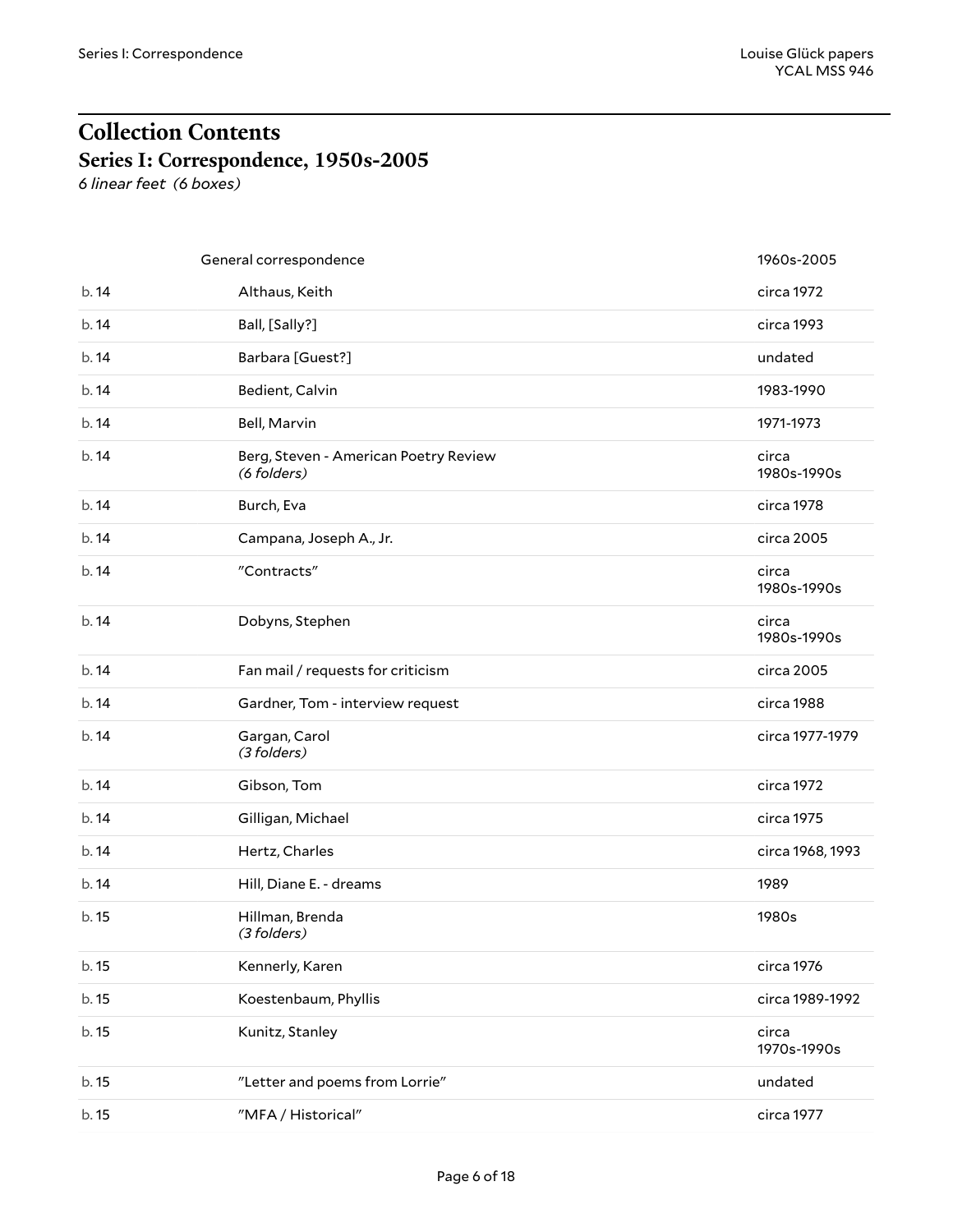# Collection Contents

## Series I: Correspondence, 1950s-2005

*6 linear feet (6 boxes)*

| | | |
|---|---|---|
| | General correspondence | 1960s-2005 |
| b. 14 | Althaus, Keith | circa 1972 |
| b. 14 | Ball, [Sally?] | circa 1993 |
| b. 14 | Barbara [Guest?] | undated |
| b. 14 | Bedient, Calvin | 1983-1990 |
| b. 14 | Bell, Marvin | 1971-1973 |
| b. 14 | Berg, Steven - American Poetry Review *(6 folders)* | circa 1980s-1990s |
| b. 14 | Burch, Eva | circa 1978 |
| b. 14 | Campana, Joseph A., Jr. | circa 2005 |
| b. 14 | "Contracts" | circa 1980s-1990s |
| b. 14 | Dobyns, Stephen | circa 1980s-1990s |
| b. 14 | Fan mail / requests for criticism | circa 2005 |
| b. 14 | Gardner, Tom - interview request | circa 1988 |
| b. 14 | Gargan, Carol *(3 folders)* | circa 1977-1979 |
| b. 14 | Gibson, Tom | circa 1972 |
| b. 14 | Gilligan, Michael | circa 1975 |
| b. 14 | Hertz, Charles | circa 1968, 1993 |
| b. 14 | Hill, Diane E. - dreams | 1989 |
| b. 15 | Hillman, Brenda *(3 folders)* | 1980s |
| b. 15 | Kennerly, Karen | circa 1976 |
| b. 15 | Koestenbaum, Phyllis | circa 1989-1992 |
| b. 15 | Kunitz, Stanley | circa 1970s-1990s |
| b. 15 | "Letter and poems from Lorrie" | undated |
| b. 15 | "MFA / Historical" | circa 1977 |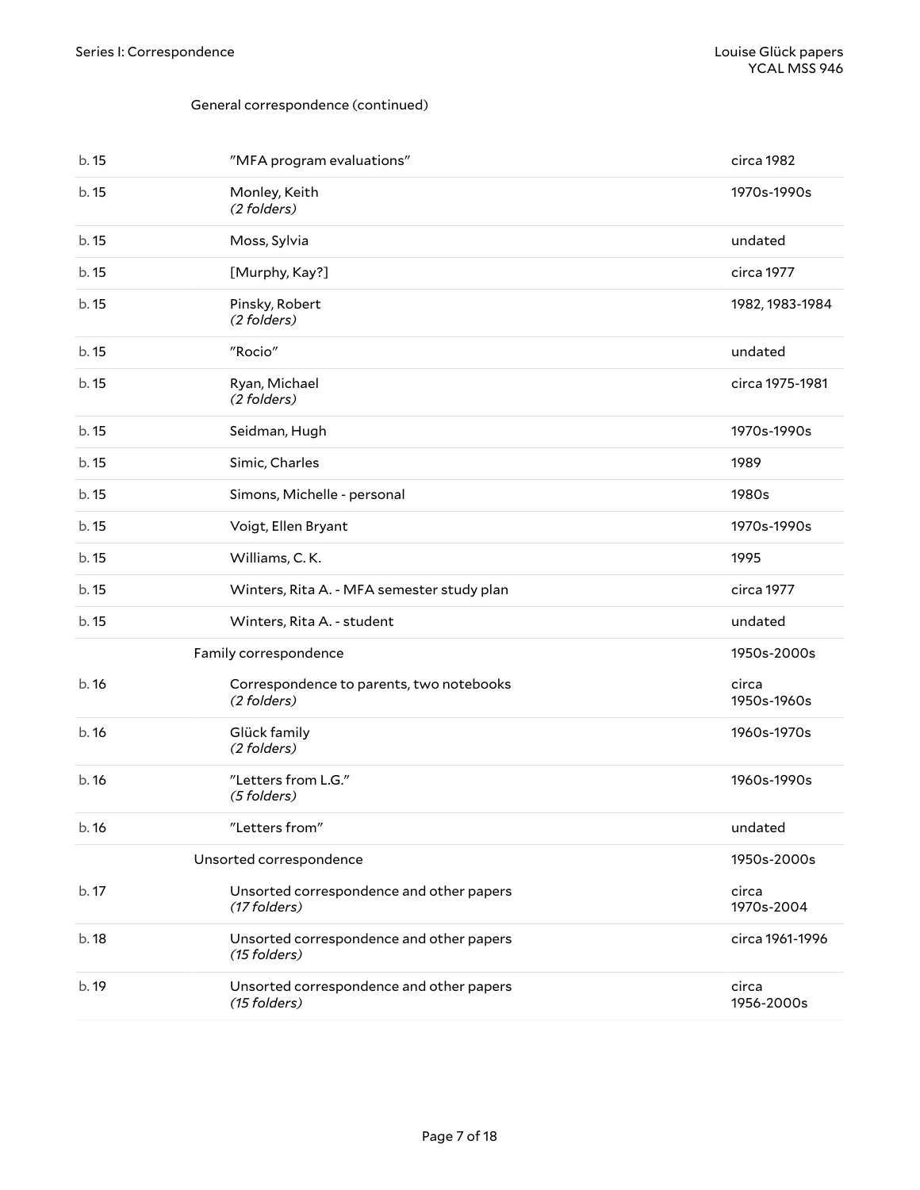General correspondence (continued)

| | | |
|---|---|---|
| b. 15 | "MFA program evaluations" | circa 1982 |
| b. 15 | Monley, Keith *(2 folders)* | 1970s-1990s |
| b. 15 | Moss, Sylvia | undated |
| b. 15 | [Murphy, Kay?] | circa 1977 |
| b. 15 | Pinsky, Robert *(2 folders)* | 1982, 1983-1984 |
| b. 15 | "Rocio" | undated |
| b. 15 | Ryan, Michael *(2 folders)* | circa 1975-1981 |
| b. 15 | Seidman, Hugh | 1970s-1990s |
| b. 15 | Simic, Charles | 1989 |
| b. 15 | Simons, Michelle - personal | 1980s |
| b. 15 | Voigt, Ellen Bryant | 1970s-1990s |
| b. 15 | Williams, C. K. | 1995 |
| b. 15 | Winters, Rita A. - MFA semester study plan | circa 1977 |
| b. 15 | Winters, Rita A. - student | undated |
| | **Family correspondence** | 1950s-2000s |
| b. 16 | Correspondence to parents, two notebooks *(2 folders)* | circa 1950s-1960s |
| b. 16 | Glück family *(2 folders)* | 1960s-1970s |
| b. 16 | "Letters from L.G." *(5 folders)* | 1960s-1990s |
| b. 16 | "Letters from" | undated |
| | **Unsorted correspondence** | 1950s-2000s |
| b. 17 | Unsorted correspondence and other papers *(17 folders)* | circa 1970s-2004 |
| b. 18 | Unsorted correspondence and other papers *(15 folders)* | circa 1961-1996 |
| b. 19 | Unsorted correspondence and other papers *(15 folders)* | circa 1956-2000s |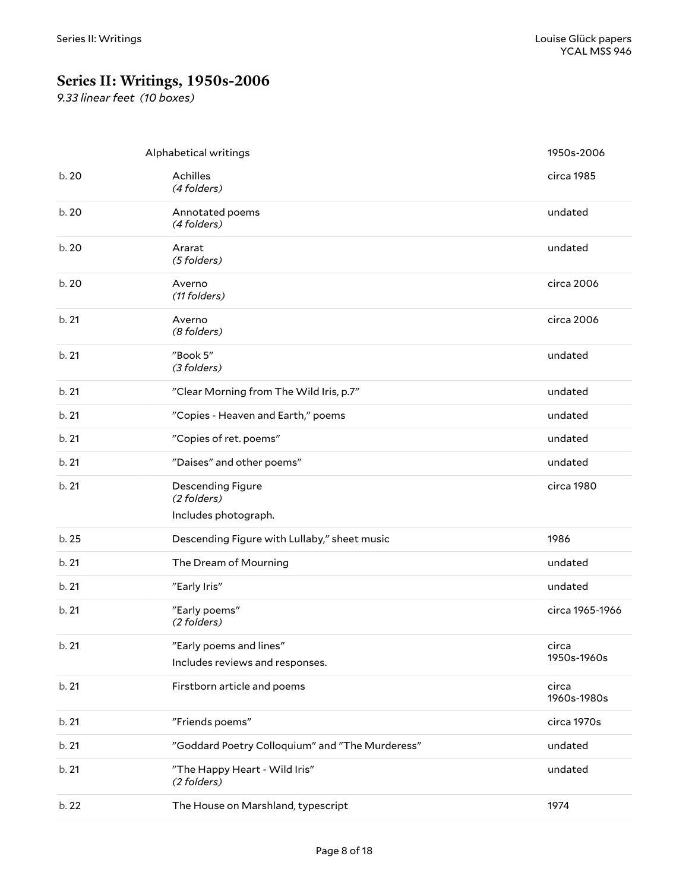## Series II: Writings, 1950s-2006

*9.33 linear feet (10 boxes)*

| | | |
|---|---|---|
| | Alphabetical writings | 1950s-2006 |
| b. 20 | Achilles *(4 folders)* | circa 1985 |
| b. 20 | Annotated poems *(4 folders)* | undated |
| b. 20 | Ararat *(5 folders)* | undated |
| b. 20 | Averno *(11 folders)* | circa 2006 |
| b. 21 | Averno *(8 folders)* | circa 2006 |
| b. 21 | "Book 5" *(3 folders)* | undated |
| b. 21 | "Clear Morning from The Wild Iris, p.7" | undated |
| b. 21 | "Copies - Heaven and Earth," poems | undated |
| b. 21 | "Copies of ret. poems" | undated |
| b. 21 | "Daises" and other poems" | undated |
| b. 21 | Descending Figure *(2 folders)* Includes photograph. | circa 1980 |
| b. 25 | Descending Figure with Lullaby," sheet music | 1986 |
| b. 21 | The Dream of Mourning | undated |
| b. 21 | "Early Iris" | undated |
| b. 21 | "Early poems" *(2 folders)* | circa 1965-1966 |
| b. 21 | "Early poems and lines" Includes reviews and responses. | circa 1950s-1960s |
| b. 21 | Firstborn article and poems | circa 1960s-1980s |
| b. 21 | "Friends poems" | circa 1970s |
| b. 21 | "Goddard Poetry Colloquium" and "The Murderess" | undated |
| b. 21 | "The Happy Heart - Wild Iris" *(2 folders)* | undated |
| b. 22 | The House on Marshland, typescript | 1974 |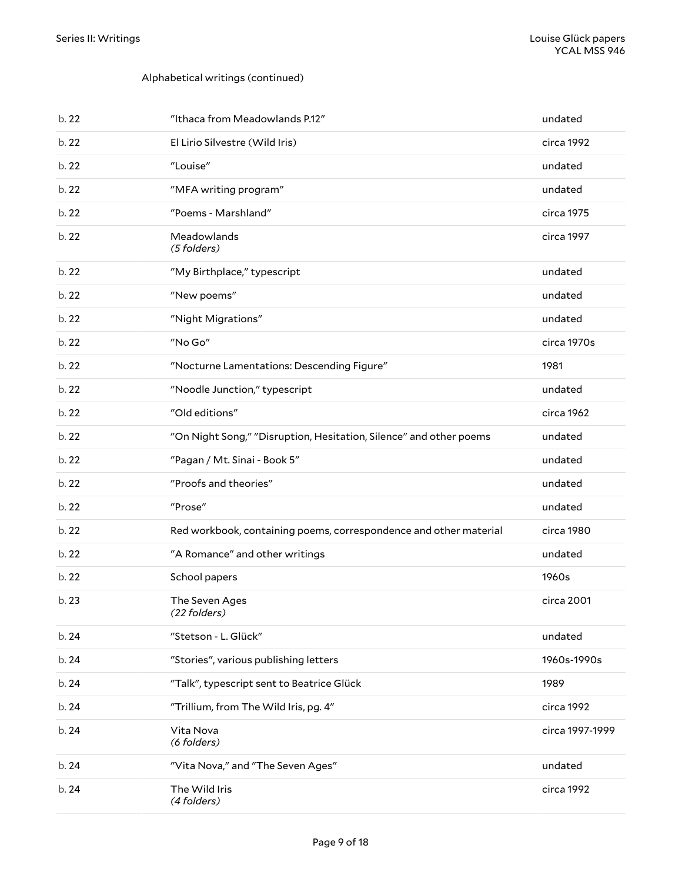Alphabetical writings (continued)

| | | |
|---|---|---|
| b. 22 | "Ithaca from Meadowlands P.12" | undated |
| b. 22 | El Lirio Silvestre (Wild Iris) | circa 1992 |
| b. 22 | "Louise" | undated |
| b. 22 | "MFA writing program" | undated |
| b. 22 | "Poems - Marshland" | circa 1975 |
| b. 22 | Meadowlands *(5 folders)* | circa 1997 |
| b. 22 | "My Birthplace," typescript | undated |
| b. 22 | "New poems" | undated |
| b. 22 | "Night Migrations" | undated |
| b. 22 | "No Go" | circa 1970s |
| b. 22 | "Nocturne Lamentations: Descending Figure" | 1981 |
| b. 22 | "Noodle Junction," typescript | undated |
| b. 22 | "Old editions" | circa 1962 |
| b. 22 | "On Night Song," "Disruption, Hesitation, Silence" and other poems | undated |
| b. 22 | "Pagan / Mt. Sinai - Book 5" | undated |
| b. 22 | "Proofs and theories" | undated |
| b. 22 | "Prose" | undated |
| b. 22 | Red workbook, containing poems, correspondence and other material | circa 1980 |
| b. 22 | "A Romance" and other writings | undated |
| b. 22 | School papers | 1960s |
| b. 23 | The Seven Ages *(22 folders)* | circa 2001 |
| b. 24 | "Stetson - L. Glück" | undated |
| b. 24 | "Stories", various publishing letters | 1960s-1990s |
| b. 24 | "Talk", typescript sent to Beatrice Glück | 1989 |
| b. 24 | "Trillium, from The Wild Iris, pg. 4" | circa 1992 |
| b. 24 | Vita Nova *(6 folders)* | circa 1997-1999 |
| b. 24 | "Vita Nova," and "The Seven Ages" | undated |
| b. 24 | The Wild Iris *(4 folders)* | circa 1992 |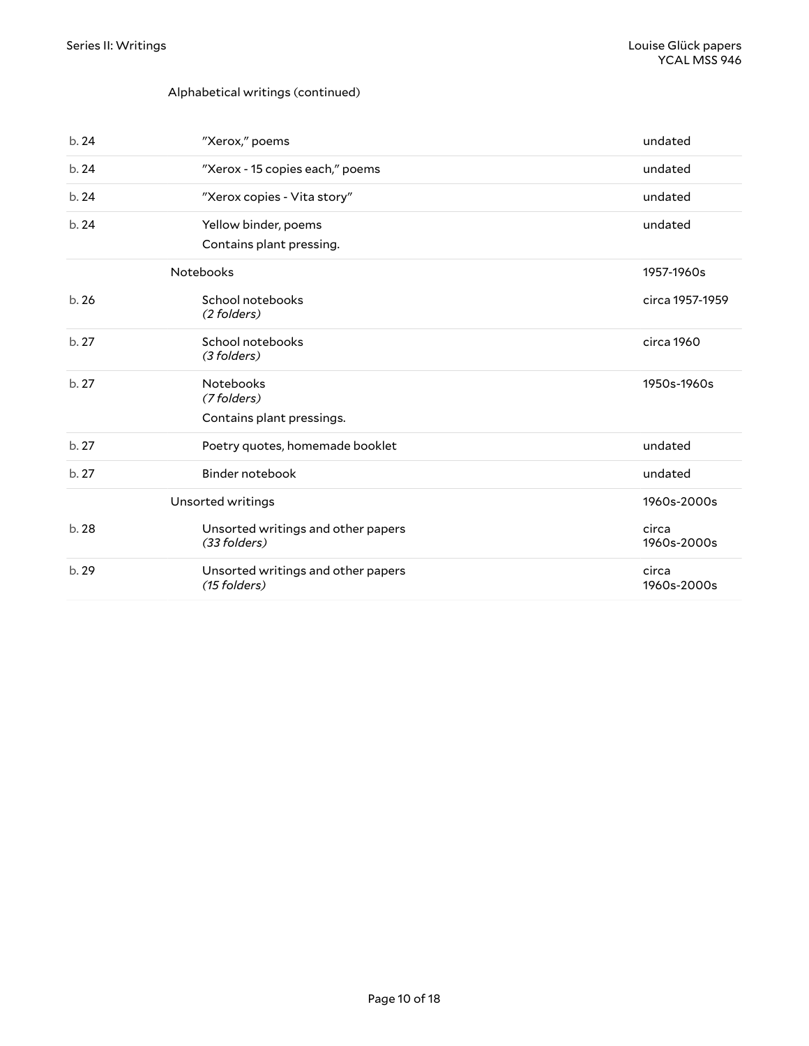Alphabetical writings (continued)

| | | |
|---|---|---|
| b. 24 | "Xerox," poems | undated |
| b. 24 | "Xerox - 15 copies each," poems | undated |
| b. 24 | "Xerox copies - Vita story" | undated |
| b. 24 | Yellow binder, poems<br>Contains plant pressing. | undated |
| | **Notebooks** | 1957-1960s |
| b. 26 | School notebooks<br>*(2 folders)* | circa 1957-1959 |
| b. 27 | School notebooks<br>*(3 folders)* | circa 1960 |
| b. 27 | Notebooks<br>*(7 folders)*<br>Contains plant pressings. | 1950s-1960s |
| b. 27 | Poetry quotes, homemade booklet | undated |
| b. 27 | Binder notebook | undated |
| | **Unsorted writings** | 1960s-2000s |
| b. 28 | Unsorted writings and other papers<br>*(33 folders)* | circa 1960s-2000s |
| b. 29 | Unsorted writings and other papers<br>*(15 folders)* | circa 1960s-2000s |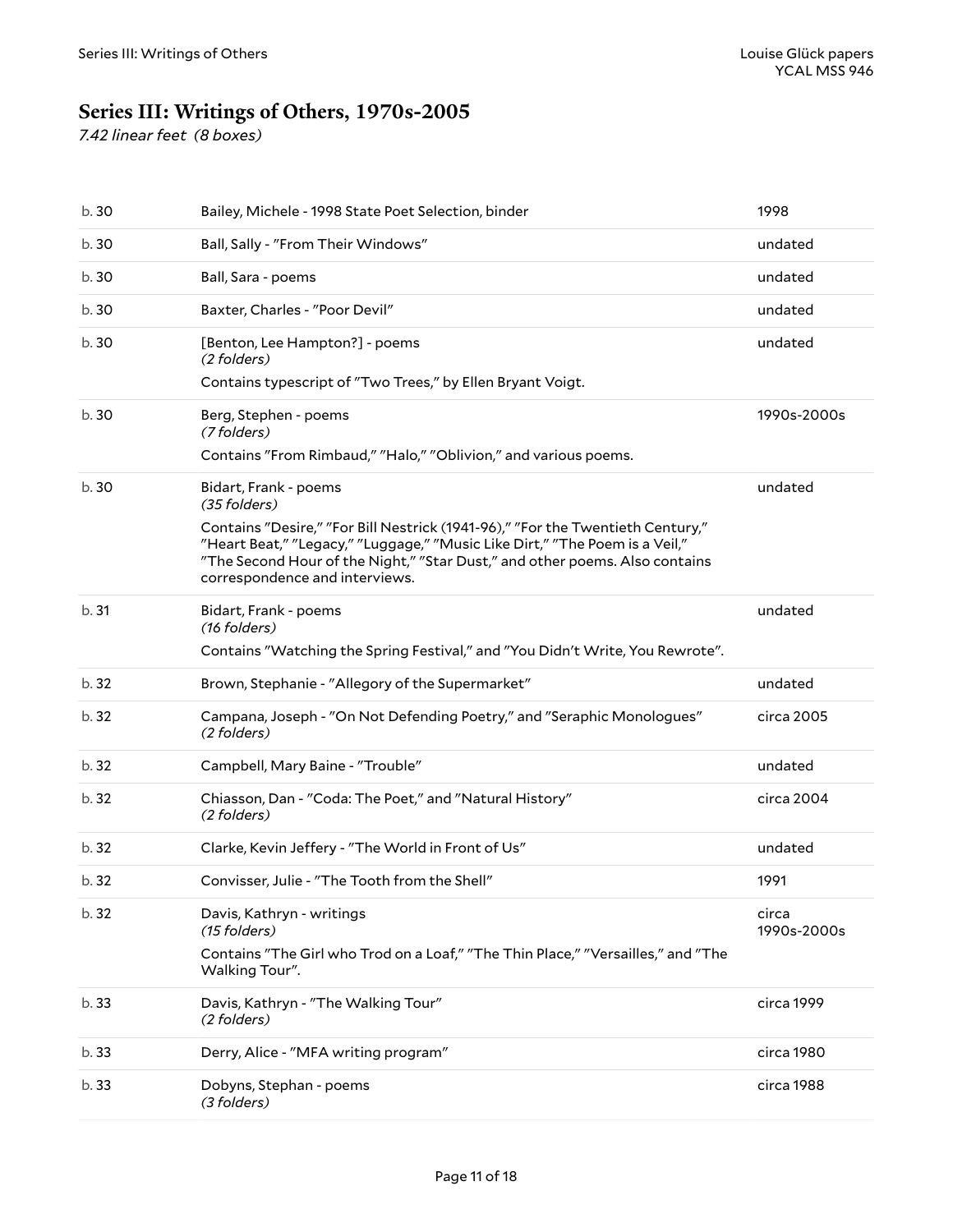## Series III: Writings of Others, 1970s-2005

*7.42 linear feet (8 boxes)*

| | | |
|---|---|---|
| b. 30 | Bailey, Michele - 1998 State Poet Selection, binder | 1998 |
| b. 30 | Ball, Sally - "From Their Windows" | undated |
| b. 30 | Ball, Sara - poems | undated |
| b. 30 | Baxter, Charles - "Poor Devil" | undated |
| b. 30 | [Benton, Lee Hampton?] - poems *(2 folders)* Contains typescript of "Two Trees," by Ellen Bryant Voigt. | undated |
| b. 30 | Berg, Stephen - poems *(7 folders)* Contains "From Rimbaud," "Halo," "Oblivion," and various poems. | 1990s-2000s |
| b. 30 | Bidart, Frank - poems *(35 folders)* Contains "Desire," "For Bill Nestrick (1941-96)," "For the Twentieth Century," "Heart Beat," "Legacy," "Luggage," "Music Like Dirt," "The Poem is a Veil," "The Second Hour of the Night," "Star Dust," and other poems. Also contains correspondence and interviews. | undated |
| b. 31 | Bidart, Frank - poems *(16 folders)* Contains "Watching the Spring Festival," and "You Didn't Write, You Rewrote". | undated |
| b. 32 | Brown, Stephanie - "Allegory of the Supermarket" | undated |
| b. 32 | Campana, Joseph - "On Not Defending Poetry," and "Seraphic Monologues" *(2 folders)* | circa 2005 |
| b. 32 | Campbell, Mary Baine - "Trouble" | undated |
| b. 32 | Chiasson, Dan - "Coda: The Poet," and "Natural History" *(2 folders)* | circa 2004 |
| b. 32 | Clarke, Kevin Jeffery - "The World in Front of Us" | undated |
| b. 32 | Convisser, Julie - "The Tooth from the Shell" | 1991 |
| b. 32 | Davis, Kathryn - writings *(15 folders)* Contains "The Girl who Trod on a Loaf," "The Thin Place," "Versailles," and "The Walking Tour". | circa 1990s-2000s |
| b. 33 | Davis, Kathryn - "The Walking Tour" *(2 folders)* | circa 1999 |
| b. 33 | Derry, Alice - "MFA writing program" | circa 1980 |
| b. 33 | Dobyns, Stephan - poems *(3 folders)* | circa 1988 |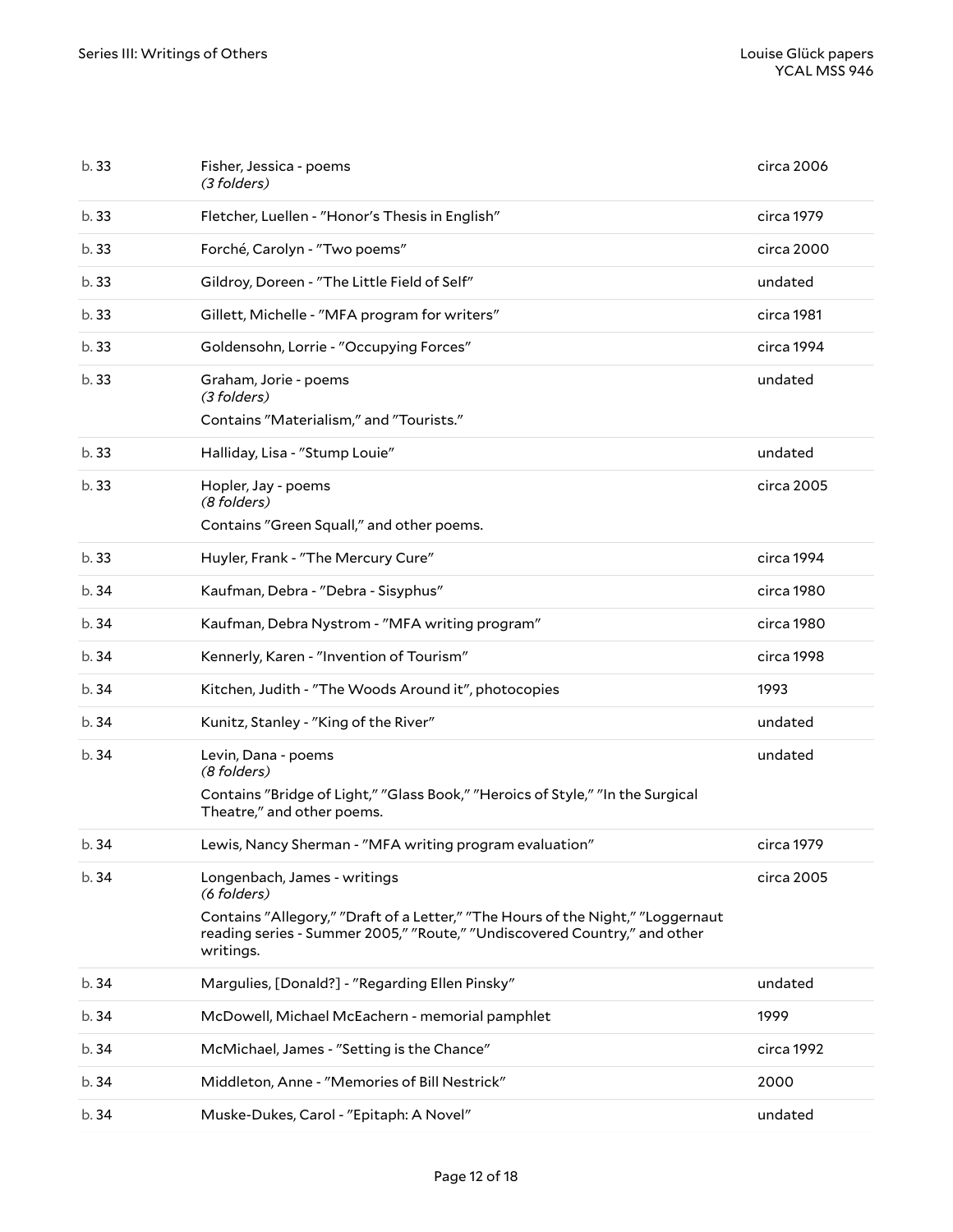| | | |
|---|---|---|
| b. 33 | Fisher, Jessica - poems *(3 folders)* | circa 2006 |
| b. 33 | Fletcher, Luellen - "Honor's Thesis in English" | circa 1979 |
| b. 33 | Forché, Carolyn - "Two poems" | circa 2000 |
| b. 33 | Gildroy, Doreen - "The Little Field of Self" | undated |
| b. 33 | Gillett, Michelle - "MFA program for writers" | circa 1981 |
| b. 33 | Goldensohn, Lorrie - "Occupying Forces" | circa 1994 |
| b. 33 | Graham, Jorie - poems *(3 folders)* Contains "Materialism," and "Tourists." | undated |
| b. 33 | Halliday, Lisa - "Stump Louie" | undated |
| b. 33 | Hopler, Jay - poems *(8 folders)* Contains "Green Squall," and other poems. | circa 2005 |
| b. 33 | Huyler, Frank - "The Mercury Cure" | circa 1994 |
| b. 34 | Kaufman, Debra - "Debra - Sisyphus" | circa 1980 |
| b. 34 | Kaufman, Debra Nystrom - "MFA writing program" | circa 1980 |
| b. 34 | Kennerly, Karen - "Invention of Tourism" | circa 1998 |
| b. 34 | Kitchen, Judith - "The Woods Around it", photocopies | 1993 |
| b. 34 | Kunitz, Stanley - "King of the River" | undated |
| b. 34 | Levin, Dana - poems *(8 folders)* Contains "Bridge of Light," "Glass Book," "Heroics of Style," "In the Surgical Theatre," and other poems. | undated |
| b. 34 | Lewis, Nancy Sherman - "MFA writing program evaluation" | circa 1979 |
| b. 34 | Longenbach, James - writings *(6 folders)* Contains "Allegory," "Draft of a Letter," "The Hours of the Night," "Loggernaut reading series - Summer 2005," "Route," "Undiscovered Country," and other writings. | circa 2005 |
| b. 34 | Margulies, [Donald?] - "Regarding Ellen Pinsky" | undated |
| b. 34 | McDowell, Michael McEachern - memorial pamphlet | 1999 |
| b. 34 | McMichael, James - "Setting is the Chance" | circa 1992 |
| b. 34 | Middleton, Anne - "Memories of Bill Nestrick" | 2000 |
| b. 34 | Muske-Dukes, Carol - "Epitaph: A Novel" | undated |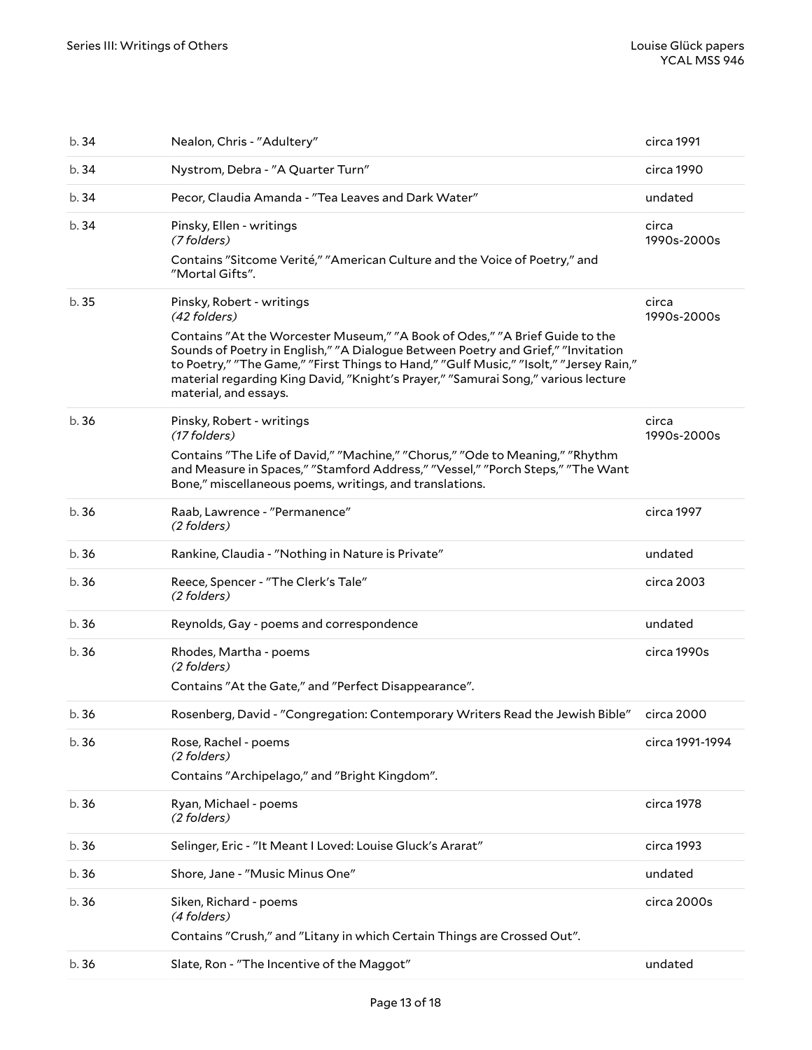| | | |
|---|---|---|
| b. 34 | Nealon, Chris - "Adultery" | circa 1991 |
| b. 34 | Nystrom, Debra - "A Quarter Turn" | circa 1990 |
| b. 34 | Pecor, Claudia Amanda - "Tea Leaves and Dark Water" | undated |
| b. 34 | Pinsky, Ellen - writings *(7 folders)* Contains "Sitcome Verité," "American Culture and the Voice of Poetry," and "Mortal Gifts". | circa 1990s-2000s |
| b. 35 | Pinsky, Robert - writings *(42 folders)* Contains "At the Worcester Museum," "A Book of Odes," "A Brief Guide to the Sounds of Poetry in English," "A Dialogue Between Poetry and Grief," "Invitation to Poetry," "The Game," "First Things to Hand," "Gulf Music," "Isolt," "Jersey Rain," material regarding King David, "Knight's Prayer," "Samurai Song," various lecture material, and essays. | circa 1990s-2000s |
| b. 36 | Pinsky, Robert - writings *(17 folders)* Contains "The Life of David," "Machine," "Chorus," "Ode to Meaning," "Rhythm and Measure in Spaces," "Stamford Address," "Vessel," "Porch Steps," "The Want Bone," miscellaneous poems, writings, and translations. | circa 1990s-2000s |
| b. 36 | Raab, Lawrence - "Permanence" *(2 folders)* | circa 1997 |
| b. 36 | Rankine, Claudia - "Nothing in Nature is Private" | undated |
| b. 36 | Reece, Spencer - "The Clerk's Tale" *(2 folders)* | circa 2003 |
| b. 36 | Reynolds, Gay - poems and correspondence | undated |
| b. 36 | Rhodes, Martha - poems *(2 folders)* Contains "At the Gate," and "Perfect Disappearance". | circa 1990s |
| b. 36 | Rosenberg, David - "Congregation: Contemporary Writers Read the Jewish Bible" | circa 2000 |
| b. 36 | Rose, Rachel - poems *(2 folders)* Contains "Archipelago," and "Bright Kingdom". | circa 1991-1994 |
| b. 36 | Ryan, Michael - poems *(2 folders)* | circa 1978 |
| b. 36 | Selinger, Eric - "It Meant I Loved: Louise Gluck's Ararat" | circa 1993 |
| b. 36 | Shore, Jane - "Music Minus One" | undated |
| b. 36 | Siken, Richard - poems *(4 folders)* Contains "Crush," and "Litany in which Certain Things are Crossed Out". | circa 2000s |
| b. 36 | Slate, Ron - "The Incentive of the Maggot" | undated |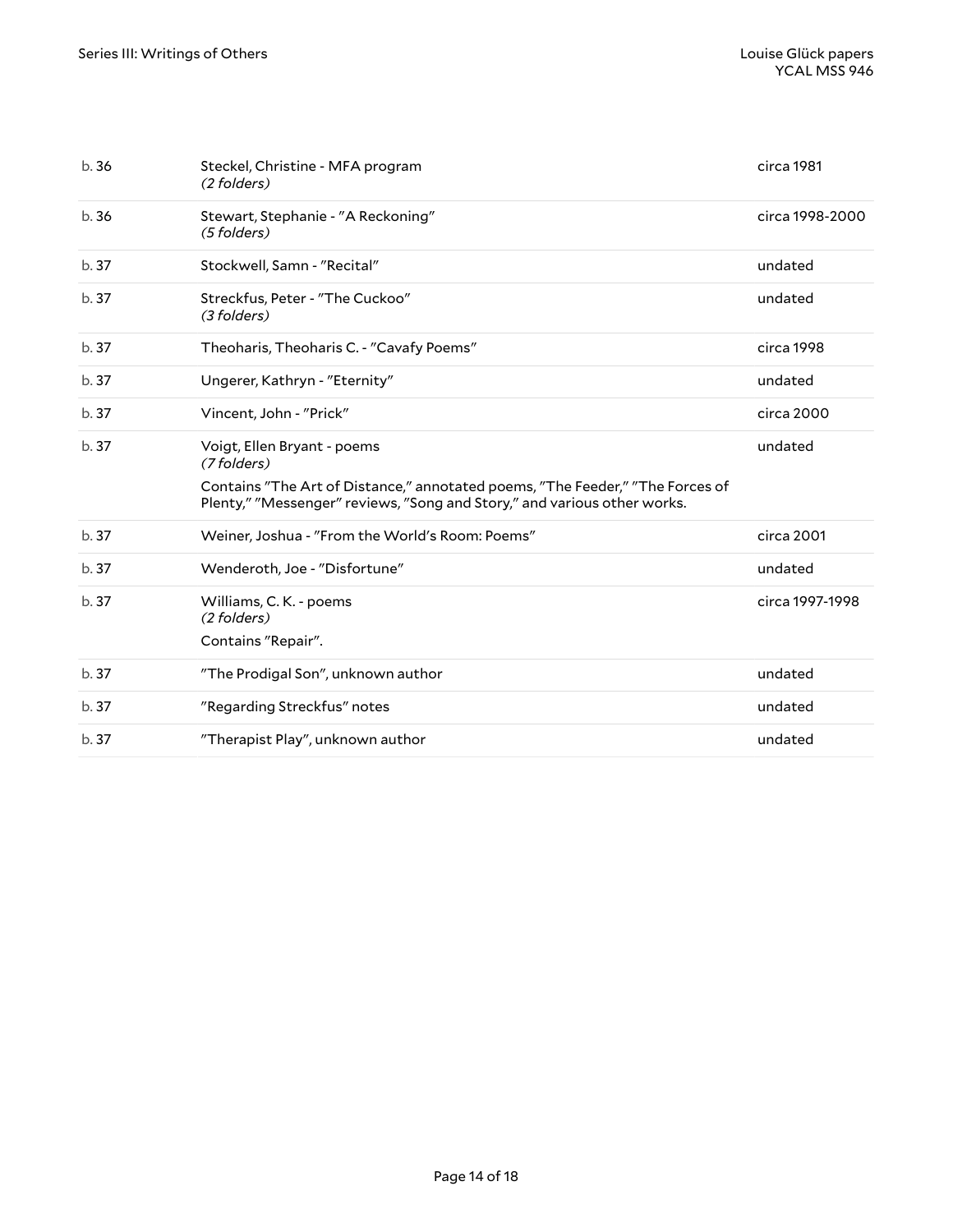| | | |
|---|---|---|
| b. 36 | Steckel, Christine - MFA program<br>*(2 folders)* | circa 1981 |
| b. 36 | Stewart, Stephanie - "A Reckoning"<br>*(5 folders)* | circa 1998-2000 |
| b. 37 | Stockwell, Samn - "Recital" | undated |
| b. 37 | Streckfus, Peter - "The Cuckoo"<br>*(3 folders)* | undated |
| b. 37 | Theoharis, Theoharis C. - "Cavafy Poems" | circa 1998 |
| b. 37 | Ungerer, Kathryn - "Eternity" | undated |
| b. 37 | Vincent, John - "Prick" | circa 2000 |
| b. 37 | Voigt, Ellen Bryant - poems<br>*(7 folders)*<br>Contains "The Art of Distance," annotated poems, "The Feeder," "The Forces of Plenty," "Messenger" reviews, "Song and Story," and various other works. | undated |
| b. 37 | Weiner, Joshua - "From the World's Room: Poems" | circa 2001 |
| b. 37 | Wenderoth, Joe - "Disfortune" | undated |
| b. 37 | Williams, C. K. - poems<br>*(2 folders)*<br>Contains "Repair". | circa 1997-1998 |
| b. 37 | "The Prodigal Son", unknown author | undated |
| b. 37 | "Regarding Streckfus" notes | undated |
| b. 37 | "Therapist Play", unknown author | undated |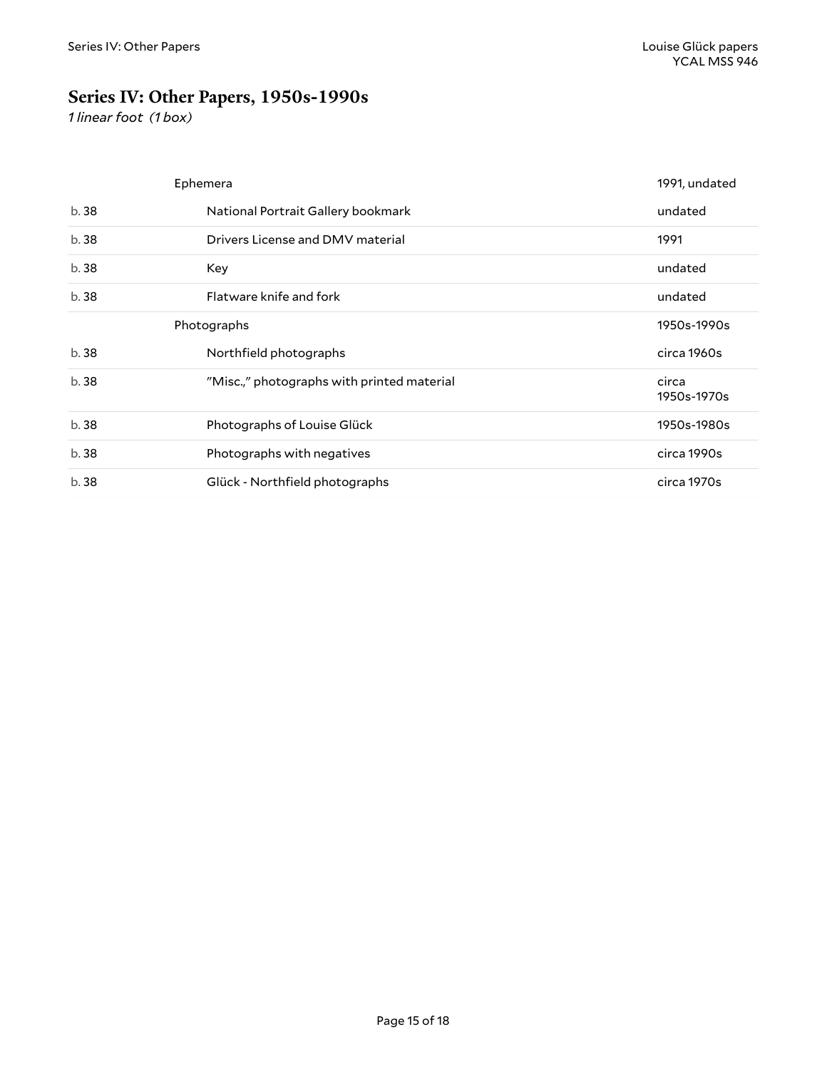## Series IV: Other Papers, 1950s-1990s

*1 linear foot (1 box)*

| | | |
|---|---|---|
| | Ephemera | 1991, undated |
| b. 38 | National Portrait Gallery bookmark | undated |
| b. 38 | Drivers License and DMV material | 1991 |
| b. 38 | Key | undated |
| b. 38 | Flatware knife and fork | undated |
| | Photographs | 1950s-1990s |
| b. 38 | Northfield photographs | circa 1960s |
| b. 38 | "Misc.," photographs with printed material | circa 1950s-1970s |
| b. 38 | Photographs of Louise Glück | 1950s-1980s |
| b. 38 | Photographs with negatives | circa 1990s |
| b. 38 | Glück - Northfield photographs | circa 1970s |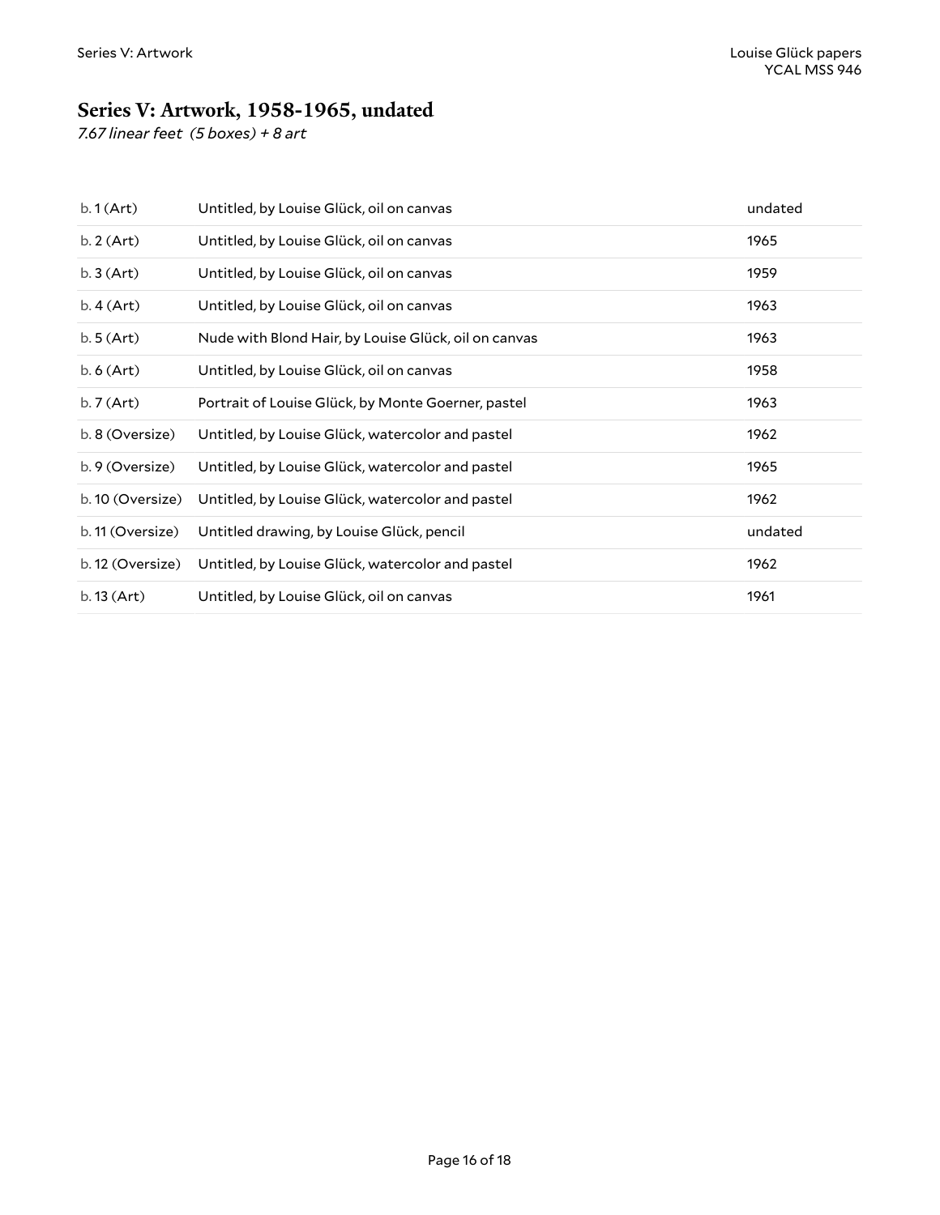## Series V: Artwork, 1958-1965, undated

*7.67 linear feet (5 boxes) + 8 art*

| | | |
|---|---|---|
| b. 1 (Art) | Untitled, by Louise Glück, oil on canvas | undated |
| b. 2 (Art) | Untitled, by Louise Glück, oil on canvas | 1965 |
| b. 3 (Art) | Untitled, by Louise Glück, oil on canvas | 1959 |
| b. 4 (Art) | Untitled, by Louise Glück, oil on canvas | 1963 |
| b. 5 (Art) | Nude with Blond Hair, by Louise Glück, oil on canvas | 1963 |
| b. 6 (Art) | Untitled, by Louise Glück, oil on canvas | 1958 |
| b. 7 (Art) | Portrait of Louise Glück, by Monte Goerner, pastel | 1963 |
| b. 8 (Oversize) | Untitled, by Louise Glück, watercolor and pastel | 1962 |
| b. 9 (Oversize) | Untitled, by Louise Glück, watercolor and pastel | 1965 |
| b. 10 (Oversize) | Untitled, by Louise Glück, watercolor and pastel | 1962 |
| b. 11 (Oversize) | Untitled drawing, by Louise Glück, pencil | undated |
| b. 12 (Oversize) | Untitled, by Louise Glück, watercolor and pastel | 1962 |
| b. 13 (Art) | Untitled, by Louise Glück, oil on canvas | 1961 |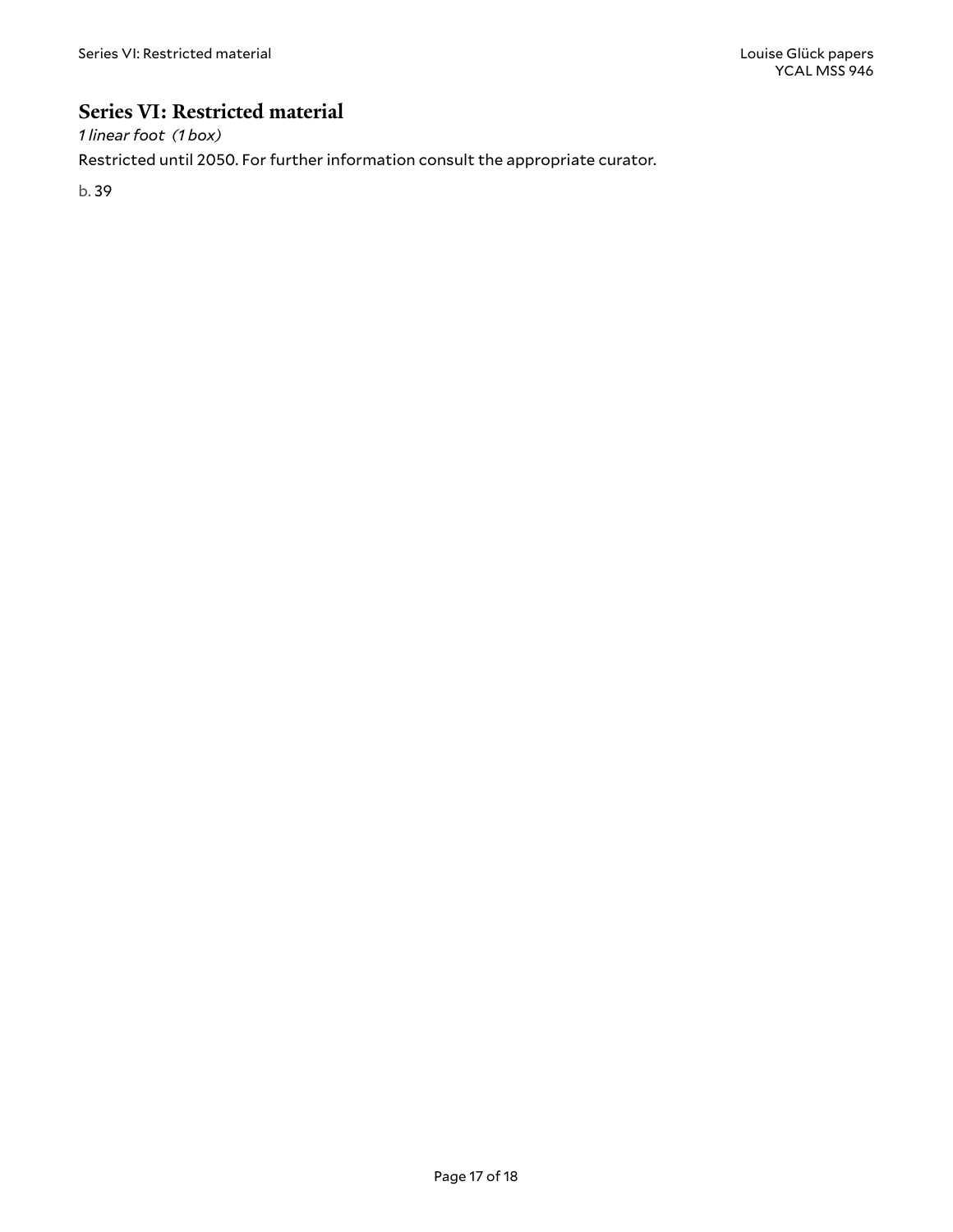## Series VI: Restricted material

*1 linear foot (1 box)*

Restricted until 2050. For further information consult the appropriate curator.

b. 39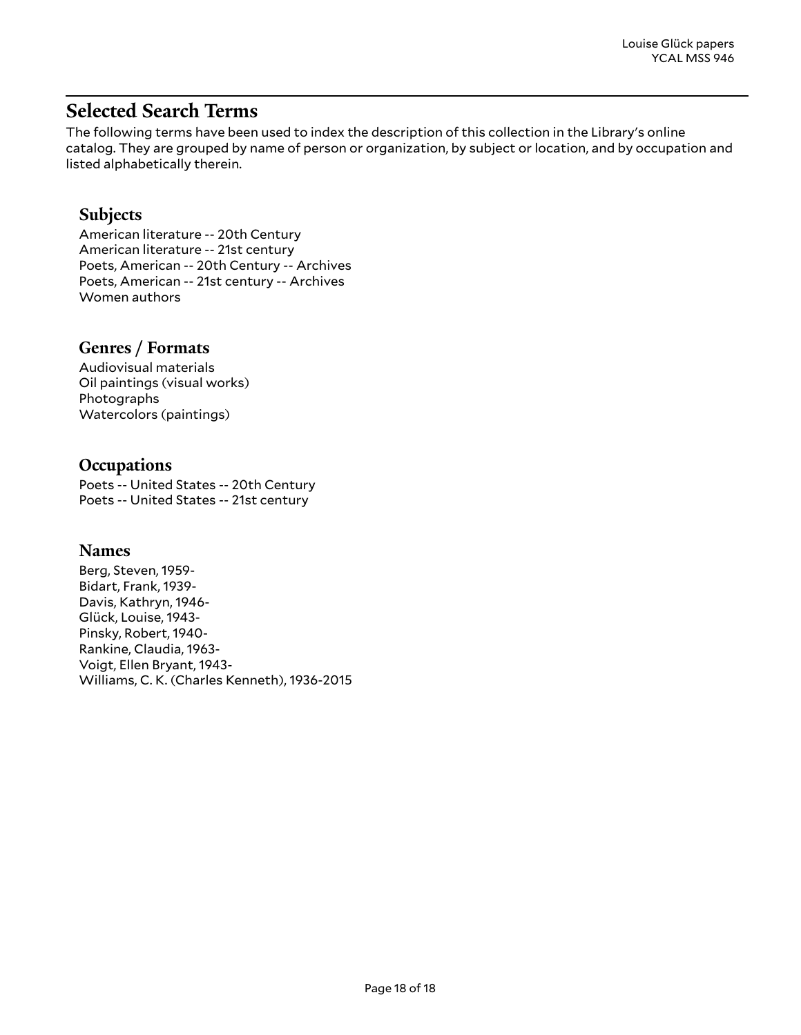## Selected Search Terms

The following terms have been used to index the description of this collection in the Library's online catalog. They are grouped by name of person or organization, by subject or location, and by occupation and listed alphabetically therein.

### Subjects

American literature -- 20th Century
American literature -- 21st century
Poets, American -- 20th Century -- Archives
Poets, American -- 21st century -- Archives
Women authors

### Genres / Formats

Audiovisual materials
Oil paintings (visual works)
Photographs
Watercolors (paintings)

### Occupations

Poets -- United States -- 20th Century
Poets -- United States -- 21st century

### Names

Berg, Steven, 1959-
Bidart, Frank, 1939-
Davis, Kathryn, 1946-
Glück, Louise, 1943-
Pinsky, Robert, 1940-
Rankine, Claudia, 1963-
Voigt, Ellen Bryant, 1943-
Williams, C. K. (Charles Kenneth), 1936-2015